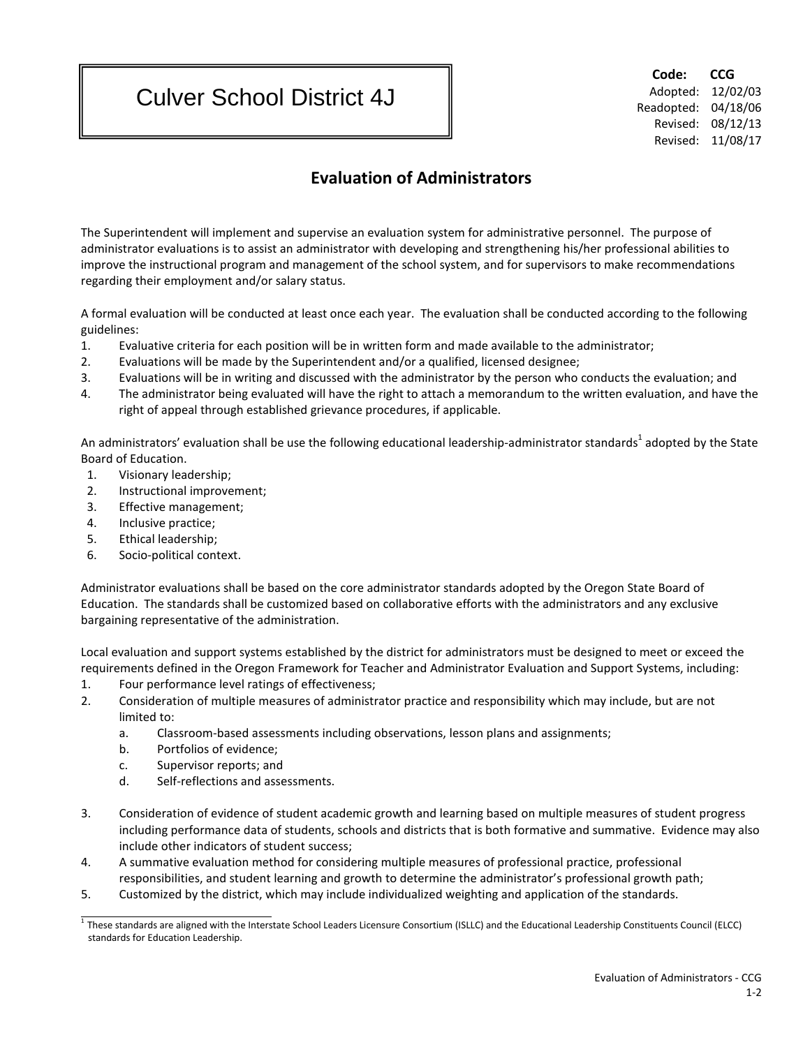# Culver School District 4J

**Code: CCG**
Adopted: 12/02/03
Readopted: 04/18/06
Revised: 08/12/13
Revised: 11/08/17

## Evaluation of Administrators

The Superintendent will implement and supervise an evaluation system for administrative personnel. The purpose of administrator evaluations is to assist an administrator with developing and strengthening his/her professional abilities to improve the instructional program and management of the school system, and for supervisors to make recommendations regarding their employment and/or salary status.

A formal evaluation will be conducted at least once each year. The evaluation shall be conducted according to the following guidelines:

1. Evaluative criteria for each position will be in written form and made available to the administrator;
2. Evaluations will be made by the Superintendent and/or a qualified, licensed designee;
3. Evaluations will be in writing and discussed with the administrator by the person who conducts the evaluation; and
4. The administrator being evaluated will have the right to attach a memorandum to the written evaluation, and have the right of appeal through established grievance procedures, if applicable.

An administrators' evaluation shall be use the following educational leadership-administrator standards[1] adopted by the State Board of Education.

1. Visionary leadership;
2. Instructional improvement;
3. Effective management;
4. Inclusive practice;
5. Ethical leadership;
6. Socio-political context.

Administrator evaluations shall be based on the core administrator standards adopted by the Oregon State Board of Education. The standards shall be customized based on collaborative efforts with the administrators and any exclusive bargaining representative of the administration.

Local evaluation and support systems established by the district for administrators must be designed to meet or exceed the requirements defined in the Oregon Framework for Teacher and Administrator Evaluation and Support Systems, including:

1. Four performance level ratings of effectiveness;
2. Consideration of multiple measures of administrator practice and responsibility which may include, but are not limited to:
   a. Classroom-based assessments including observations, lesson plans and assignments;
   b. Portfolios of evidence;
   c. Supervisor reports; and
   d. Self-reflections and assessments.
3. Consideration of evidence of student academic growth and learning based on multiple measures of student progress including performance data of students, schools and districts that is both formative and summative. Evidence may also include other indicators of student success;
4. A summative evaluation method for considering multiple measures of professional practice, professional responsibilities, and student learning and growth to determine the administrator's professional growth path;
5. Customized by the district, which may include individualized weighting and application of the standards.

[1] These standards are aligned with the Interstate School Leaders Licensure Consortium (ISLLC) and the Educational Leadership Constituents Council (ELCC) standards for Education Leadership.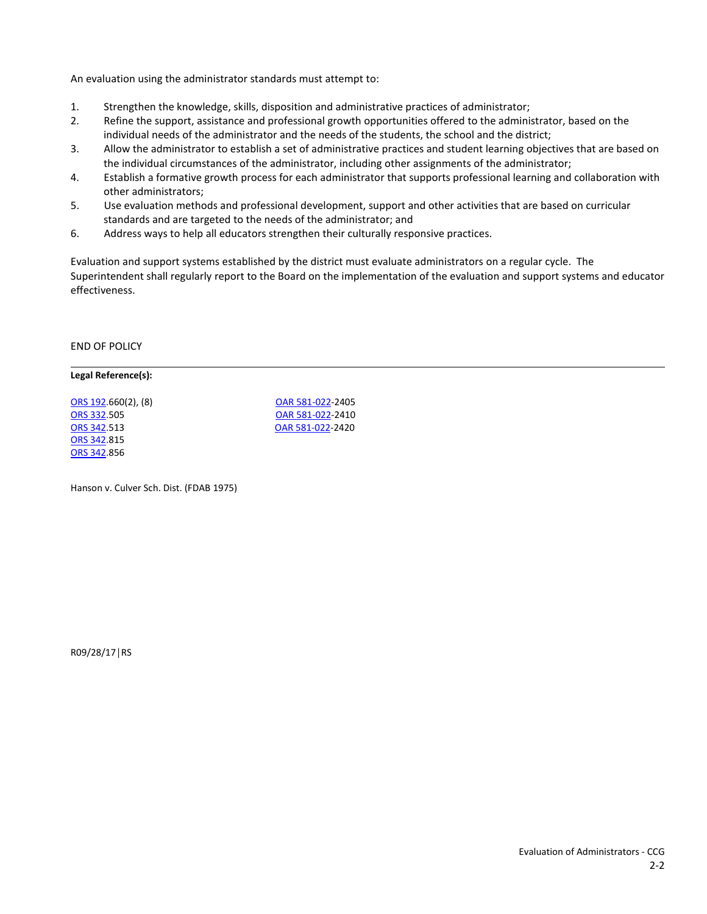An evaluation using the administrator standards must attempt to:

1. Strengthen the knowledge, skills, disposition and administrative practices of administrator;
2. Refine the support, assistance and professional growth opportunities offered to the administrator, based on the individual needs of the administrator and the needs of the students, the school and the district;
3. Allow the administrator to establish a set of administrative practices and student learning objectives that are based on the individual circumstances of the administrator, including other assignments of the administrator;
4. Establish a formative growth process for each administrator that supports professional learning and collaboration with other administrators;
5. Use evaluation methods and professional development, support and other activities that are based on curricular standards and are targeted to the needs of the administrator; and
6. Address ways to help all educators strengthen their culturally responsive practices.

Evaluation and support systems established by the district must evaluate administrators on a regular cycle. The Superintendent shall regularly report to the Board on the implementation of the evaluation and support systems and educator effectiveness.

END OF POLICY

---

**Legal Reference(s):**

ORS 192.660(2), (8)
ORS 332.505
ORS 342.513
ORS 342.815
ORS 342.856

OAR 581-022-2405
OAR 581-022-2410
OAR 581-022-2420

Hanson v. Culver Sch. Dist. (FDAB 1975)

R09/28/17│RS